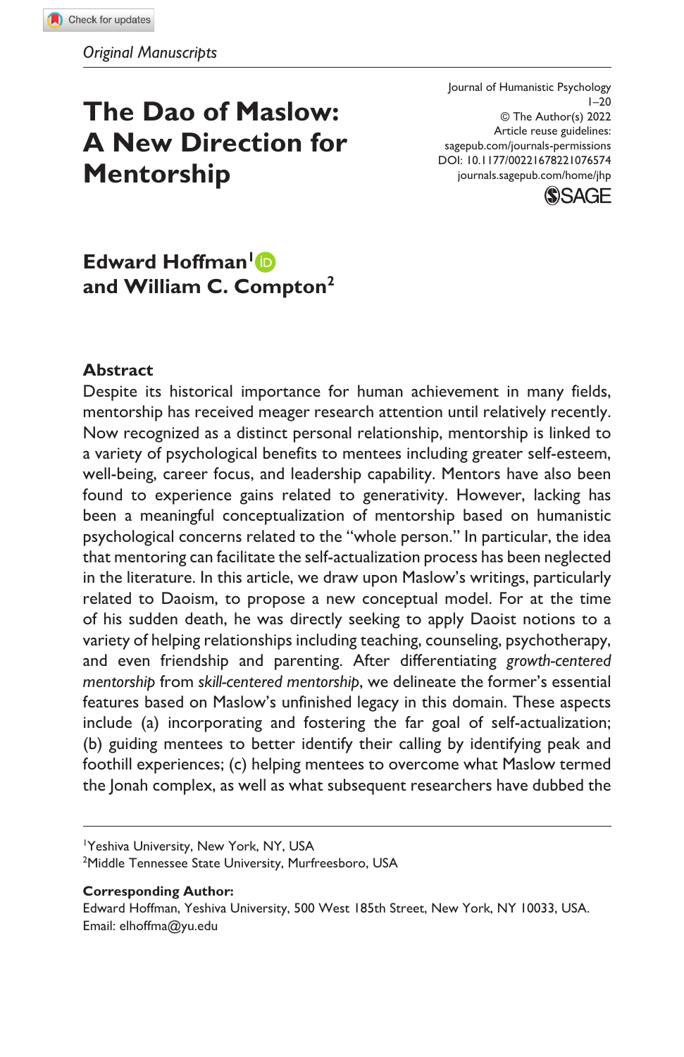Original Manuscripts

# The Dao of Maslow: A New Direction for Mentorship

Journal of Humanistic Psychology
1–20
© The Author(s) 2022
Article reuse guidelines:
sagepub.com/journals-permissions
DOI: 10.1177/00221678221076574
journals.sagepub.com/home/jhp

**Edward Hoffman[1] and William C. Compton[2]**

## Abstract

Despite its historical importance for human achievement in many fields, mentorship has received meager research attention until relatively recently. Now recognized as a distinct personal relationship, mentorship is linked to a variety of psychological benefits to mentees including greater self-esteem, well-being, career focus, and leadership capability. Mentors have also been found to experience gains related to generativity. However, lacking has been a meaningful conceptualization of mentorship based on humanistic psychological concerns related to the "whole person." In particular, the idea that mentoring can facilitate the self-actualization process has been neglected in the literature. In this article, we draw upon Maslow's writings, particularly related to Daoism, to propose a new conceptual model. For at the time of his sudden death, he was directly seeking to apply Daoist notions to a variety of helping relationships including teaching, counseling, psychotherapy, and even friendship and parenting. After differentiating *growth-centered mentorship* from *skill-centered mentorship*, we delineate the former's essential features based on Maslow's unfinished legacy in this domain. These aspects include (a) incorporating and fostering the far goal of self-actualization; (b) guiding mentees to better identify their calling by identifying peak and foothill experiences; (c) helping mentees to overcome what Maslow termed the Jonah complex, as well as what subsequent researchers have dubbed the

---

[1]Yeshiva University, New York, NY, USA
[2]Middle Tennessee State University, Murfreesboro, USA

**Corresponding Author:**
Edward Hoffman, Yeshiva University, 500 West 185th Street, New York, NY 10033, USA.
Email: elhoffma@yu.edu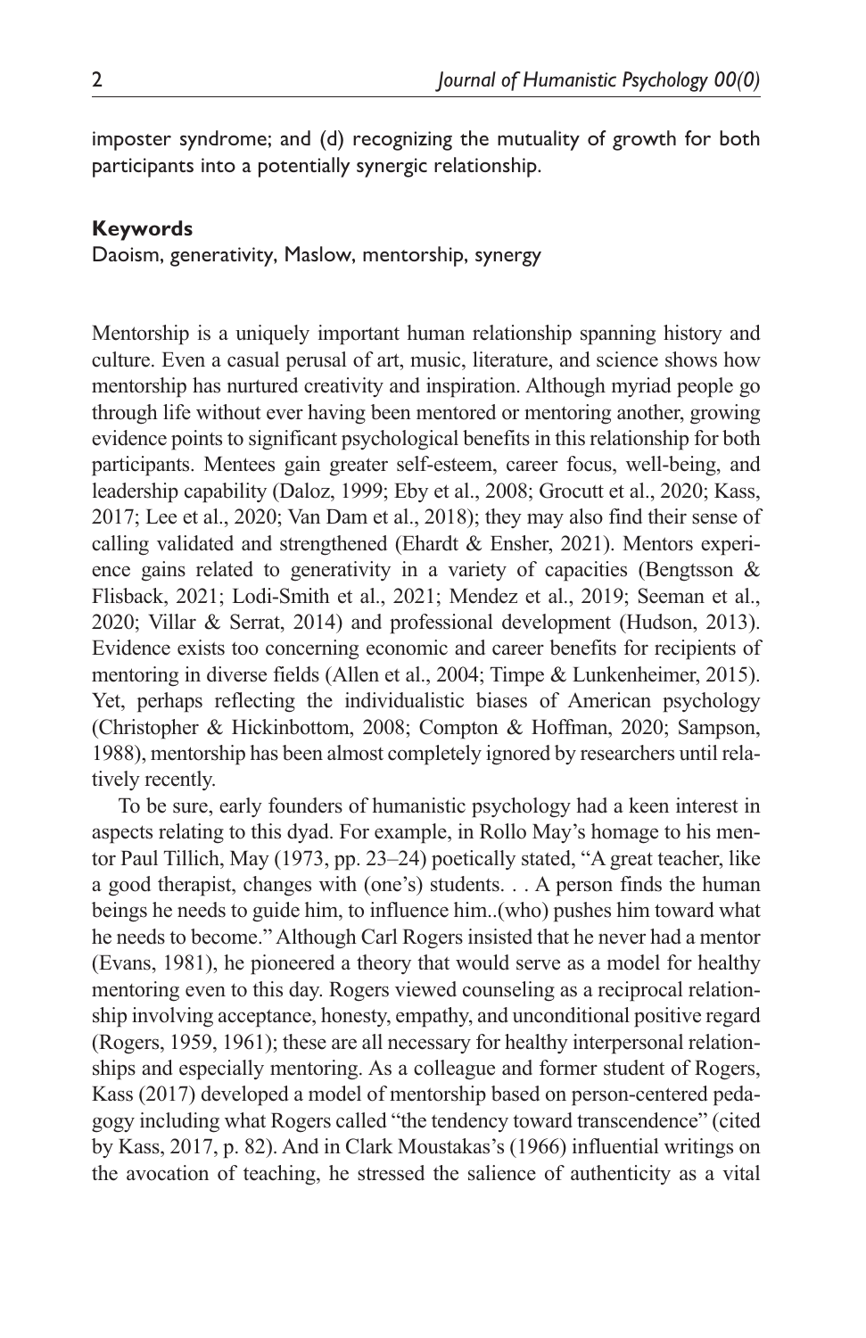imposter syndrome; and (d) recognizing the mutuality of growth for both participants into a potentially synergic relationship.

### Keywords

Daoism, generativity, Maslow, mentorship, synergy

Mentorship is a uniquely important human relationship spanning history and culture. Even a casual perusal of art, music, literature, and science shows how mentorship has nurtured creativity and inspiration. Although myriad people go through life without ever having been mentored or mentoring another, growing evidence points to significant psychological benefits in this relationship for both participants. Mentees gain greater self-esteem, career focus, well-being, and leadership capability (Daloz, 1999; Eby et al., 2008; Grocutt et al., 2020; Kass, 2017; Lee et al., 2020; Van Dam et al., 2018); they may also find their sense of calling validated and strengthened (Ehardt & Ensher, 2021). Mentors experience gains related to generativity in a variety of capacities (Bengtsson & Flisback, 2021; Lodi-Smith et al., 2021; Mendez et al., 2019; Seeman et al., 2020; Villar & Serrat, 2014) and professional development (Hudson, 2013). Evidence exists too concerning economic and career benefits for recipients of mentoring in diverse fields (Allen et al., 2004; Timpe & Lunkenheimer, 2015). Yet, perhaps reflecting the individualistic biases of American psychology (Christopher & Hickinbottom, 2008; Compton & Hoffman, 2020; Sampson, 1988), mentorship has been almost completely ignored by researchers until relatively recently.

To be sure, early founders of humanistic psychology had a keen interest in aspects relating to this dyad. For example, in Rollo May's homage to his mentor Paul Tillich, May (1973, pp. 23–24) poetically stated, "A great teacher, like a good therapist, changes with (one's) students. . . A person finds the human beings he needs to guide him, to influence him..(who) pushes him toward what he needs to become." Although Carl Rogers insisted that he never had a mentor (Evans, 1981), he pioneered a theory that would serve as a model for healthy mentoring even to this day. Rogers viewed counseling as a reciprocal relationship involving acceptance, honesty, empathy, and unconditional positive regard (Rogers, 1959, 1961); these are all necessary for healthy interpersonal relationships and especially mentoring. As a colleague and former student of Rogers, Kass (2017) developed a model of mentorship based on person-centered pedagogy including what Rogers called "the tendency toward transcendence" (cited by Kass, 2017, p. 82). And in Clark Moustakas's (1966) influential writings on the avocation of teaching, he stressed the salience of authenticity as a vital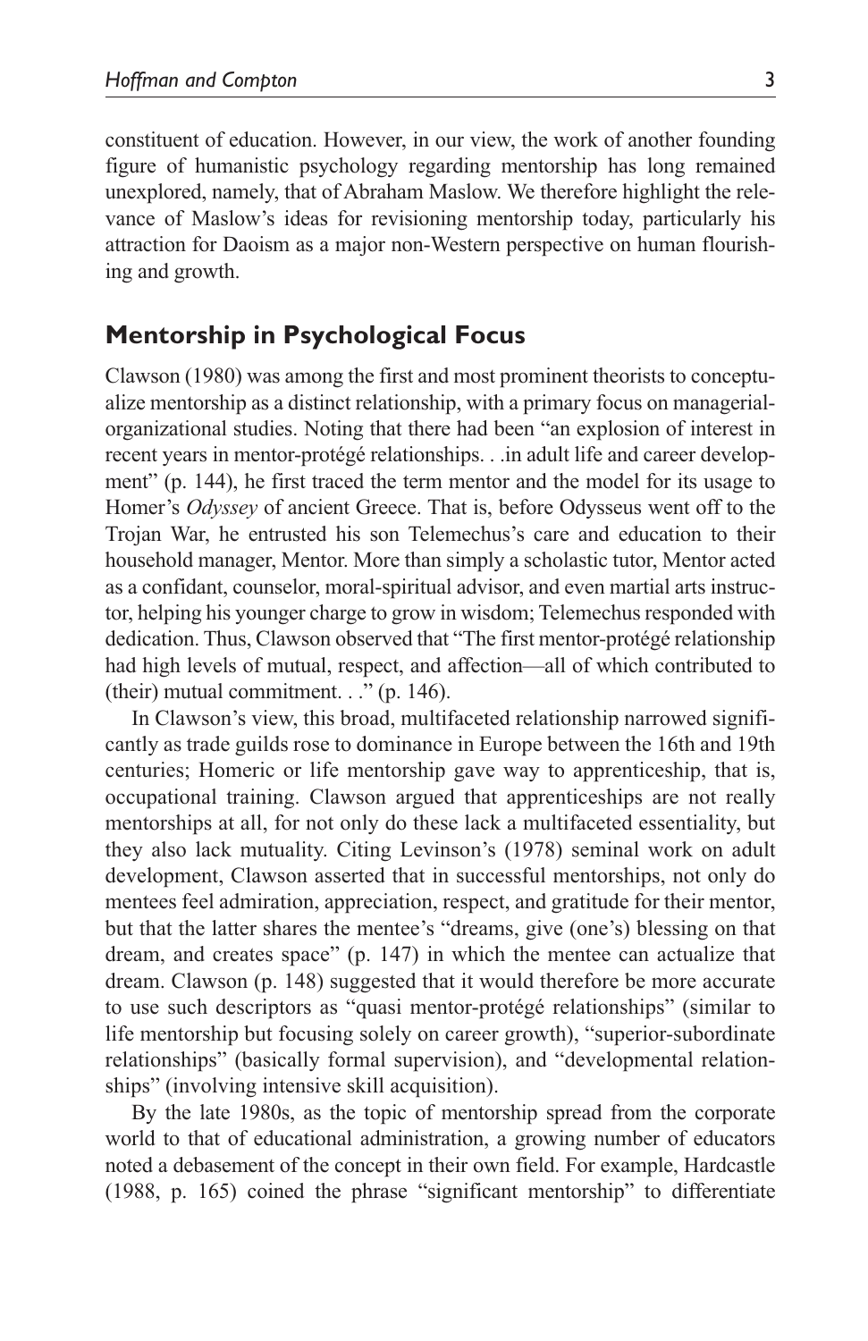constituent of education. However, in our view, the work of another founding figure of humanistic psychology regarding mentorship has long remained unexplored, namely, that of Abraham Maslow. We therefore highlight the relevance of Maslow's ideas for revisioning mentorship today, particularly his attraction for Daoism as a major non-Western perspective on human flourishing and growth.

## Mentorship in Psychological Focus

Clawson (1980) was among the first and most prominent theorists to conceptualize mentorship as a distinct relationship, with a primary focus on managerial-organizational studies. Noting that there had been "an explosion of interest in recent years in mentor-protégé relationships. . .in adult life and career development" (p. 144), he first traced the term mentor and the model for its usage to Homer's *Odyssey* of ancient Greece. That is, before Odysseus went off to the Trojan War, he entrusted his son Telemechus's care and education to their household manager, Mentor. More than simply a scholastic tutor, Mentor acted as a confidant, counselor, moral-spiritual advisor, and even martial arts instructor, helping his younger charge to grow in wisdom; Telemechus responded with dedication. Thus, Clawson observed that "The first mentor-protégé relationship had high levels of mutual, respect, and affection—all of which contributed to (their) mutual commitment. . ." (p. 146).

In Clawson's view, this broad, multifaceted relationship narrowed significantly as trade guilds rose to dominance in Europe between the 16th and 19th centuries; Homeric or life mentorship gave way to apprenticeship, that is, occupational training. Clawson argued that apprenticeships are not really mentorships at all, for not only do these lack a multifaceted essentiality, but they also lack mutuality. Citing Levinson's (1978) seminal work on adult development, Clawson asserted that in successful mentorships, not only do mentees feel admiration, appreciation, respect, and gratitude for their mentor, but that the latter shares the mentee's "dreams, give (one's) blessing on that dream, and creates space" (p. 147) in which the mentee can actualize that dream. Clawson (p. 148) suggested that it would therefore be more accurate to use such descriptors as "quasi mentor-protégé relationships" (similar to life mentorship but focusing solely on career growth), "superior-subordinate relationships" (basically formal supervision), and "developmental relationships" (involving intensive skill acquisition).

By the late 1980s, as the topic of mentorship spread from the corporate world to that of educational administration, a growing number of educators noted a debasement of the concept in their own field. For example, Hardcastle (1988, p. 165) coined the phrase "significant mentorship" to differentiate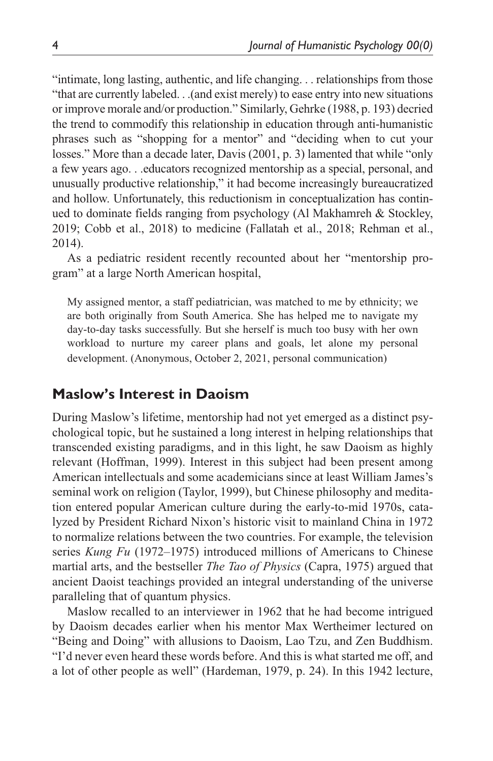"intimate, long lasting, authentic, and life changing. . . relationships from those "that are currently labeled. . .(and exist merely) to ease entry into new situations or improve morale and/or production." Similarly, Gehrke (1988, p. 193) decried the trend to commodify this relationship in education through anti-humanistic phrases such as "shopping for a mentor" and "deciding when to cut your losses." More than a decade later, Davis (2001, p. 3) lamented that while "only a few years ago. . .educators recognized mentorship as a special, personal, and unusually productive relationship," it had become increasingly bureaucratized and hollow. Unfortunately, this reductionism in conceptualization has continued to dominate fields ranging from psychology (Al Makhamreh & Stockley, 2019; Cobb et al., 2018) to medicine (Fallatah et al., 2018; Rehman et al., 2014).

As a pediatric resident recently recounted about her "mentorship program" at a large North American hospital,

> My assigned mentor, a staff pediatrician, was matched to me by ethnicity; we are both originally from South America. She has helped me to navigate my day-to-day tasks successfully. But she herself is much too busy with her own workload to nurture my career plans and goals, let alone my personal development. (Anonymous, October 2, 2021, personal communication)

## Maslow's Interest in Daoism

During Maslow's lifetime, mentorship had not yet emerged as a distinct psychological topic, but he sustained a long interest in helping relationships that transcended existing paradigms, and in this light, he saw Daoism as highly relevant (Hoffman, 1999). Interest in this subject had been present among American intellectuals and some academicians since at least William James's seminal work on religion (Taylor, 1999), but Chinese philosophy and meditation entered popular American culture during the early-to-mid 1970s, catalyzed by President Richard Nixon's historic visit to mainland China in 1972 to normalize relations between the two countries. For example, the television series *Kung Fu* (1972–1975) introduced millions of Americans to Chinese martial arts, and the bestseller *The Tao of Physics* (Capra, 1975) argued that ancient Daoist teachings provided an integral understanding of the universe paralleling that of quantum physics.

Maslow recalled to an interviewer in 1962 that he had become intrigued by Daoism decades earlier when his mentor Max Wertheimer lectured on "Being and Doing" with allusions to Daoism, Lao Tzu, and Zen Buddhism. "I'd never even heard these words before. And this is what started me off, and a lot of other people as well" (Hardeman, 1979, p. 24). In this 1942 lecture,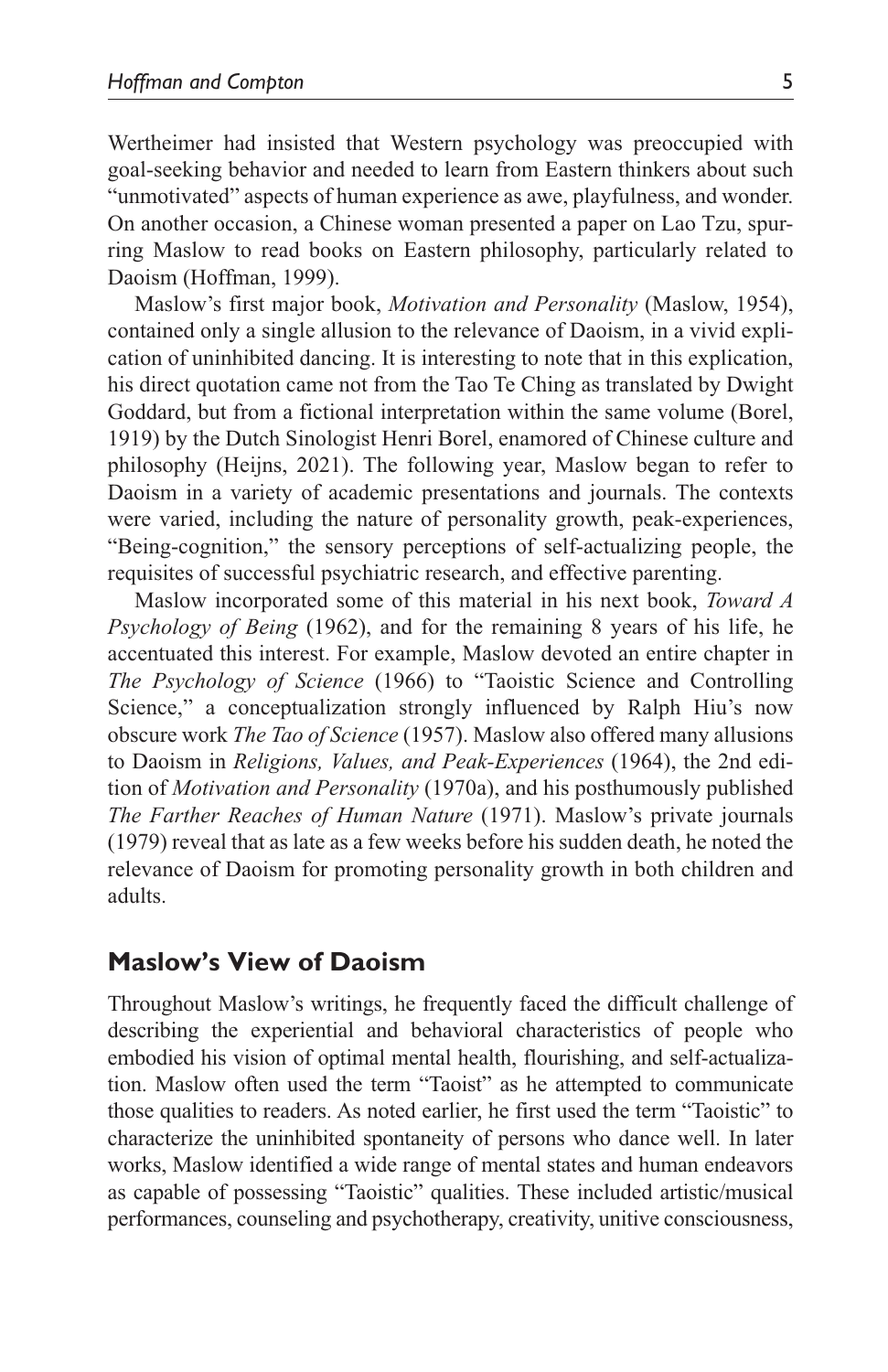Wertheimer had insisted that Western psychology was preoccupied with goal-seeking behavior and needed to learn from Eastern thinkers about such "unmotivated" aspects of human experience as awe, playfulness, and wonder. On another occasion, a Chinese woman presented a paper on Lao Tzu, spurring Maslow to read books on Eastern philosophy, particularly related to Daoism (Hoffman, 1999).

Maslow's first major book, *Motivation and Personality* (Maslow, 1954), contained only a single allusion to the relevance of Daoism, in a vivid explication of uninhibited dancing. It is interesting to note that in this explication, his direct quotation came not from the Tao Te Ching as translated by Dwight Goddard, but from a fictional interpretation within the same volume (Borel, 1919) by the Dutch Sinologist Henri Borel, enamored of Chinese culture and philosophy (Heijns, 2021). The following year, Maslow began to refer to Daoism in a variety of academic presentations and journals. The contexts were varied, including the nature of personality growth, peak-experiences, "Being-cognition," the sensory perceptions of self-actualizing people, the requisites of successful psychiatric research, and effective parenting.

Maslow incorporated some of this material in his next book, *Toward A Psychology of Being* (1962), and for the remaining 8 years of his life, he accentuated this interest. For example, Maslow devoted an entire chapter in *The Psychology of Science* (1966) to "Taoistic Science and Controlling Science," a conceptualization strongly influenced by Ralph Hiu's now obscure work *The Tao of Science* (1957). Maslow also offered many allusions to Daoism in *Religions, Values, and Peak-Experiences* (1964), the 2nd edition of *Motivation and Personality* (1970a), and his posthumously published *The Farther Reaches of Human Nature* (1971). Maslow's private journals (1979) reveal that as late as a few weeks before his sudden death, he noted the relevance of Daoism for promoting personality growth in both children and adults.

## Maslow's View of Daoism

Throughout Maslow's writings, he frequently faced the difficult challenge of describing the experiential and behavioral characteristics of people who embodied his vision of optimal mental health, flourishing, and self-actualization. Maslow often used the term "Taoist" as he attempted to communicate those qualities to readers. As noted earlier, he first used the term "Taoistic" to characterize the uninhibited spontaneity of persons who dance well. In later works, Maslow identified a wide range of mental states and human endeavors as capable of possessing "Taoistic" qualities. These included artistic/musical performances, counseling and psychotherapy, creativity, unitive consciousness,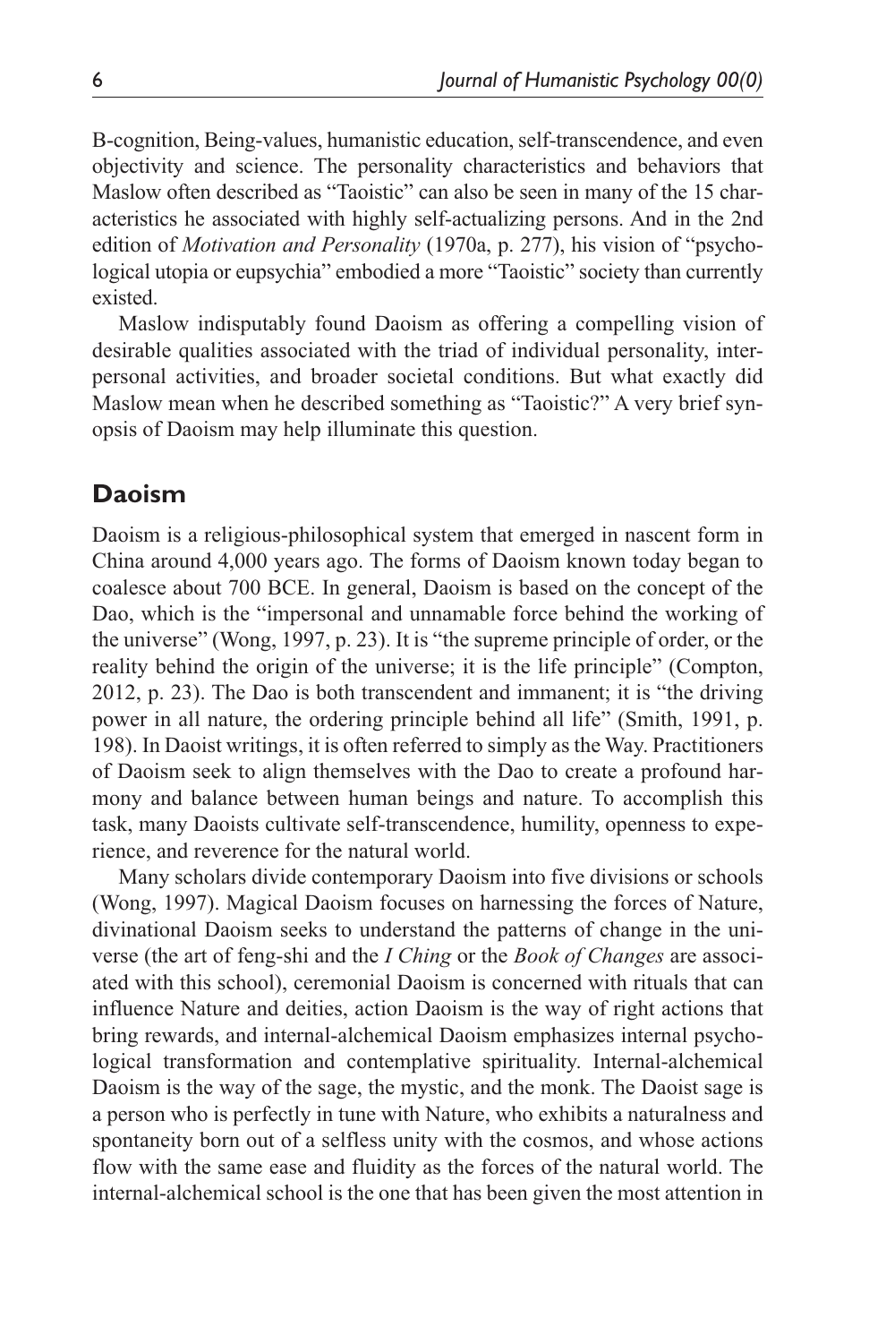B-cognition, Being-values, humanistic education, self-transcendence, and even objectivity and science. The personality characteristics and behaviors that Maslow often described as "Taoistic" can also be seen in many of the 15 characteristics he associated with highly self-actualizing persons. And in the 2nd edition of *Motivation and Personality* (1970a, p. 277), his vision of "psychological utopia or eupsychia" embodied a more "Taoistic" society than currently existed.

Maslow indisputably found Daoism as offering a compelling vision of desirable qualities associated with the triad of individual personality, interpersonal activities, and broader societal conditions. But what exactly did Maslow mean when he described something as "Taoistic?" A very brief synopsis of Daoism may help illuminate this question.

## Daoism

Daoism is a religious-philosophical system that emerged in nascent form in China around 4,000 years ago. The forms of Daoism known today began to coalesce about 700 BCE. In general, Daoism is based on the concept of the Dao, which is the "impersonal and unnamable force behind the working of the universe" (Wong, 1997, p. 23). It is "the supreme principle of order, or the reality behind the origin of the universe; it is the life principle" (Compton, 2012, p. 23). The Dao is both transcendent and immanent; it is "the driving power in all nature, the ordering principle behind all life" (Smith, 1991, p. 198). In Daoist writings, it is often referred to simply as the Way. Practitioners of Daoism seek to align themselves with the Dao to create a profound harmony and balance between human beings and nature. To accomplish this task, many Daoists cultivate self-transcendence, humility, openness to experience, and reverence for the natural world.

Many scholars divide contemporary Daoism into five divisions or schools (Wong, 1997). Magical Daoism focuses on harnessing the forces of Nature, divinational Daoism seeks to understand the patterns of change in the universe (the art of feng-shi and the *I Ching* or the *Book of Changes* are associated with this school), ceremonial Daoism is concerned with rituals that can influence Nature and deities, action Daoism is the way of right actions that bring rewards, and internal-alchemical Daoism emphasizes internal psychological transformation and contemplative spirituality. Internal-alchemical Daoism is the way of the sage, the mystic, and the monk. The Daoist sage is a person who is perfectly in tune with Nature, who exhibits a naturalness and spontaneity born out of a selfless unity with the cosmos, and whose actions flow with the same ease and fluidity as the forces of the natural world. The internal-alchemical school is the one that has been given the most attention in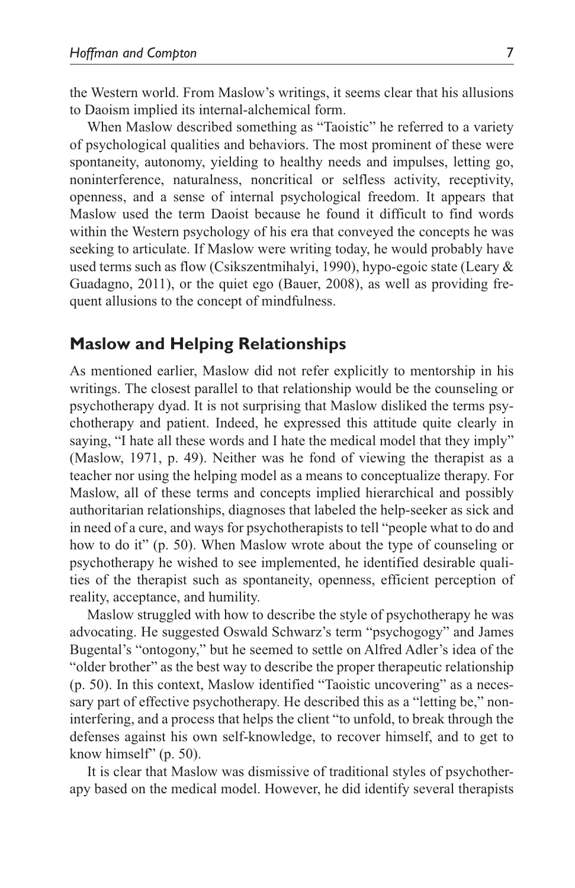the Western world. From Maslow's writings, it seems clear that his allusions to Daoism implied its internal-alchemical form.

When Maslow described something as "Taoistic" he referred to a variety of psychological qualities and behaviors. The most prominent of these were spontaneity, autonomy, yielding to healthy needs and impulses, letting go, noninterference, naturalness, noncritical or selfless activity, receptivity, openness, and a sense of internal psychological freedom. It appears that Maslow used the term Daoist because he found it difficult to find words within the Western psychology of his era that conveyed the concepts he was seeking to articulate. If Maslow were writing today, he would probably have used terms such as flow (Csikszentmihalyi, 1990), hypo-egoic state (Leary & Guadagno, 2011), or the quiet ego (Bauer, 2008), as well as providing frequent allusions to the concept of mindfulness.

## Maslow and Helping Relationships

As mentioned earlier, Maslow did not refer explicitly to mentorship in his writings. The closest parallel to that relationship would be the counseling or psychotherapy dyad. It is not surprising that Maslow disliked the terms psychotherapy and patient. Indeed, he expressed this attitude quite clearly in saying, "I hate all these words and I hate the medical model that they imply" (Maslow, 1971, p. 49). Neither was he fond of viewing the therapist as a teacher nor using the helping model as a means to conceptualize therapy. For Maslow, all of these terms and concepts implied hierarchical and possibly authoritarian relationships, diagnoses that labeled the help-seeker as sick and in need of a cure, and ways for psychotherapists to tell "people what to do and how to do it" (p. 50). When Maslow wrote about the type of counseling or psychotherapy he wished to see implemented, he identified desirable qualities of the therapist such as spontaneity, openness, efficient perception of reality, acceptance, and humility.

Maslow struggled with how to describe the style of psychotherapy he was advocating. He suggested Oswald Schwarz's term "psychogogy" and James Bugental's "ontogony," but he seemed to settle on Alfred Adler's idea of the "older brother" as the best way to describe the proper therapeutic relationship (p. 50). In this context, Maslow identified "Taoistic uncovering" as a necessary part of effective psychotherapy. He described this as a "letting be," noninterfering, and a process that helps the client "to unfold, to break through the defenses against his own self-knowledge, to recover himself, and to get to know himself" (p. 50).

It is clear that Maslow was dismissive of traditional styles of psychotherapy based on the medical model. However, he did identify several therapists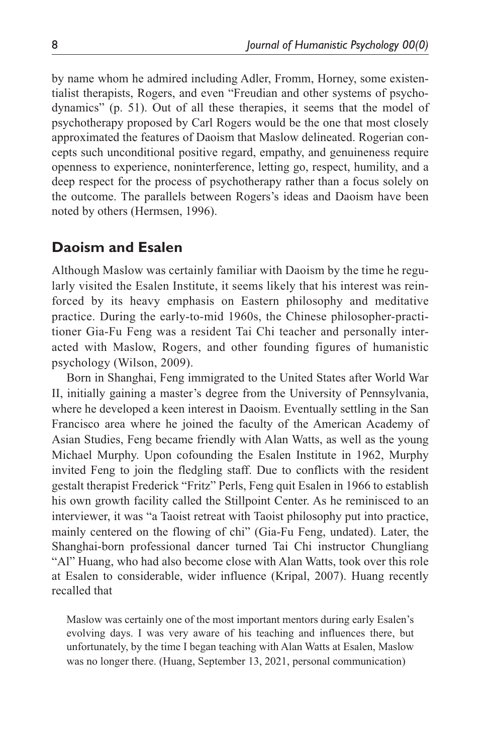by name whom he admired including Adler, Fromm, Horney, some existentialist therapists, Rogers, and even "Freudian and other systems of psychodynamics" (p. 51). Out of all these therapies, it seems that the model of psychotherapy proposed by Carl Rogers would be the one that most closely approximated the features of Daoism that Maslow delineated. Rogerian concepts such unconditional positive regard, empathy, and genuineness require openness to experience, noninterference, letting go, respect, humility, and a deep respect for the process of psychotherapy rather than a focus solely on the outcome. The parallels between Rogers's ideas and Daoism have been noted by others (Hermsen, 1996).

## Daoism and Esalen

Although Maslow was certainly familiar with Daoism by the time he regularly visited the Esalen Institute, it seems likely that his interest was reinforced by its heavy emphasis on Eastern philosophy and meditative practice. During the early-to-mid 1960s, the Chinese philosopher-practitioner Gia-Fu Feng was a resident Tai Chi teacher and personally interacted with Maslow, Rogers, and other founding figures of humanistic psychology (Wilson, 2009).

Born in Shanghai, Feng immigrated to the United States after World War II, initially gaining a master's degree from the University of Pennsylvania, where he developed a keen interest in Daoism. Eventually settling in the San Francisco area where he joined the faculty of the American Academy of Asian Studies, Feng became friendly with Alan Watts, as well as the young Michael Murphy. Upon cofounding the Esalen Institute in 1962, Murphy invited Feng to join the fledgling staff. Due to conflicts with the resident gestalt therapist Frederick "Fritz" Perls, Feng quit Esalen in 1966 to establish his own growth facility called the Stillpoint Center. As he reminisced to an interviewer, it was "a Taoist retreat with Taoist philosophy put into practice, mainly centered on the flowing of chi" (Gia-Fu Feng, undated). Later, the Shanghai-born professional dancer turned Tai Chi instructor Chungliang "Al" Huang, who had also become close with Alan Watts, took over this role at Esalen to considerable, wider influence (Kripal, 2007). Huang recently recalled that

> Maslow was certainly one of the most important mentors during early Esalen's evolving days. I was very aware of his teaching and influences there, but unfortunately, by the time I began teaching with Alan Watts at Esalen, Maslow was no longer there. (Huang, September 13, 2021, personal communication)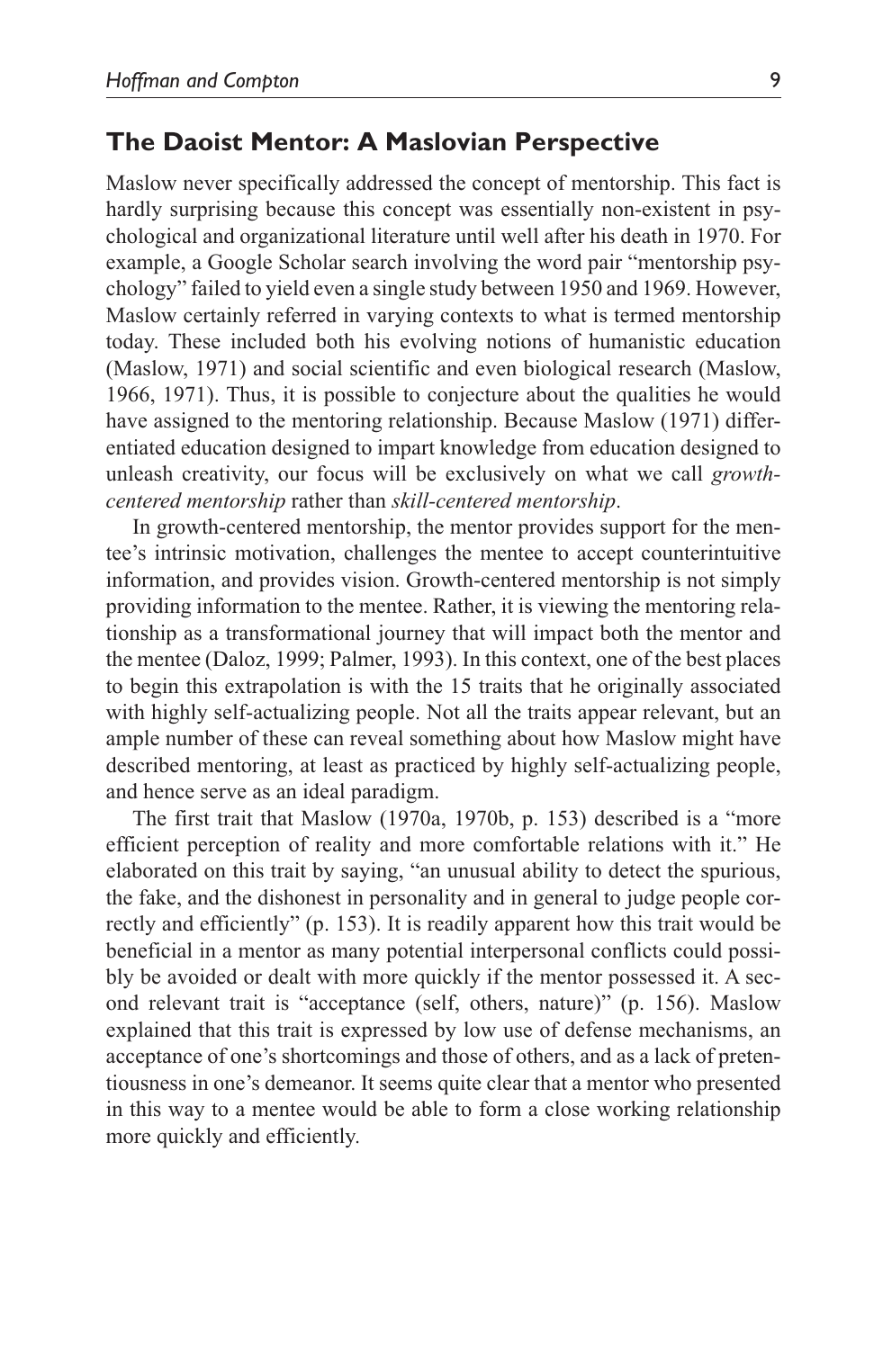## The Daoist Mentor: A Maslovian Perspective

Maslow never specifically addressed the concept of mentorship. This fact is hardly surprising because this concept was essentially non-existent in psychological and organizational literature until well after his death in 1970. For example, a Google Scholar search involving the word pair "mentorship psychology" failed to yield even a single study between 1950 and 1969. However, Maslow certainly referred in varying contexts to what is termed mentorship today. These included both his evolving notions of humanistic education (Maslow, 1971) and social scientific and even biological research (Maslow, 1966, 1971). Thus, it is possible to conjecture about the qualities he would have assigned to the mentoring relationship. Because Maslow (1971) differentiated education designed to impart knowledge from education designed to unleash creativity, our focus will be exclusively on what we call *growth-centered mentorship* rather than *skill-centered mentorship*.

In growth-centered mentorship, the mentor provides support for the mentee's intrinsic motivation, challenges the mentee to accept counterintuitive information, and provides vision. Growth-centered mentorship is not simply providing information to the mentee. Rather, it is viewing the mentoring relationship as a transformational journey that will impact both the mentor and the mentee (Daloz, 1999; Palmer, 1993). In this context, one of the best places to begin this extrapolation is with the 15 traits that he originally associated with highly self-actualizing people. Not all the traits appear relevant, but an ample number of these can reveal something about how Maslow might have described mentoring, at least as practiced by highly self-actualizing people, and hence serve as an ideal paradigm.

The first trait that Maslow (1970a, 1970b, p. 153) described is a "more efficient perception of reality and more comfortable relations with it." He elaborated on this trait by saying, "an unusual ability to detect the spurious, the fake, and the dishonest in personality and in general to judge people correctly and efficiently" (p. 153). It is readily apparent how this trait would be beneficial in a mentor as many potential interpersonal conflicts could possibly be avoided or dealt with more quickly if the mentor possessed it. A second relevant trait is "acceptance (self, others, nature)" (p. 156). Maslow explained that this trait is expressed by low use of defense mechanisms, an acceptance of one's shortcomings and those of others, and as a lack of pretentiousness in one's demeanor. It seems quite clear that a mentor who presented in this way to a mentee would be able to form a close working relationship more quickly and efficiently.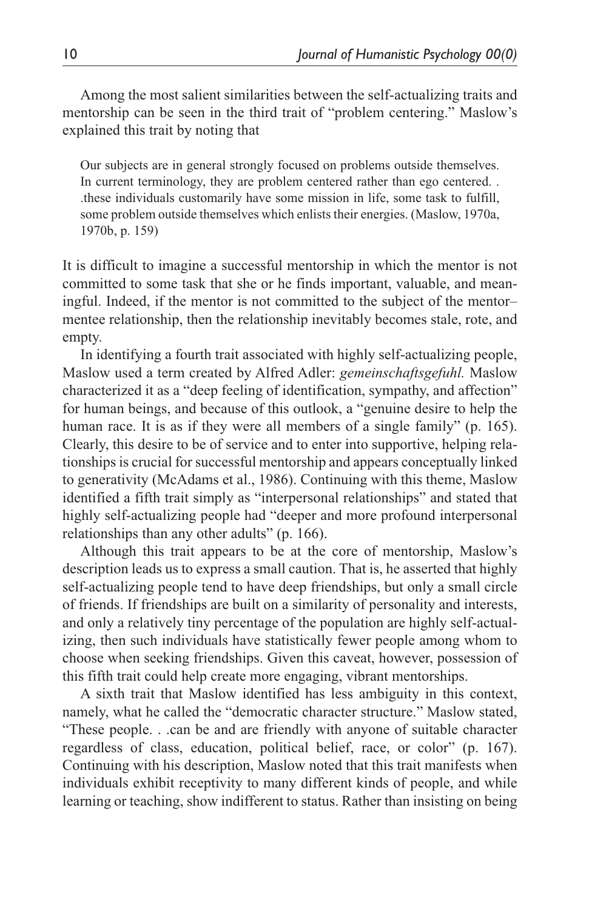Among the most salient similarities between the self-actualizing traits and mentorship can be seen in the third trait of "problem centering." Maslow's explained this trait by noting that

> Our subjects are in general strongly focused on problems outside themselves. In current terminology, they are problem centered rather than ego centered. . .these individuals customarily have some mission in life, some task to fulfill, some problem outside themselves which enlists their energies. (Maslow, 1970a, 1970b, p. 159)

It is difficult to imagine a successful mentorship in which the mentor is not committed to some task that she or he finds important, valuable, and meaningful. Indeed, if the mentor is not committed to the subject of the mentor–mentee relationship, then the relationship inevitably becomes stale, rote, and empty.

In identifying a fourth trait associated with highly self-actualizing people, Maslow used a term created by Alfred Adler: *gemeinschaftsgefuhl.* Maslow characterized it as a "deep feeling of identification, sympathy, and affection" for human beings, and because of this outlook, a "genuine desire to help the human race. It is as if they were all members of a single family" (p. 165). Clearly, this desire to be of service and to enter into supportive, helping relationships is crucial for successful mentorship and appears conceptually linked to generativity (McAdams et al., 1986). Continuing with this theme, Maslow identified a fifth trait simply as "interpersonal relationships" and stated that highly self-actualizing people had "deeper and more profound interpersonal relationships than any other adults" (p. 166).

Although this trait appears to be at the core of mentorship, Maslow's description leads us to express a small caution. That is, he asserted that highly self-actualizing people tend to have deep friendships, but only a small circle of friends. If friendships are built on a similarity of personality and interests, and only a relatively tiny percentage of the population are highly self-actualizing, then such individuals have statistically fewer people among whom to choose when seeking friendships. Given this caveat, however, possession of this fifth trait could help create more engaging, vibrant mentorships.

A sixth trait that Maslow identified has less ambiguity in this context, namely, what he called the "democratic character structure." Maslow stated, "These people. . .can be and are friendly with anyone of suitable character regardless of class, education, political belief, race, or color" (p. 167). Continuing with his description, Maslow noted that this trait manifests when individuals exhibit receptivity to many different kinds of people, and while learning or teaching, show indifferent to status. Rather than insisting on being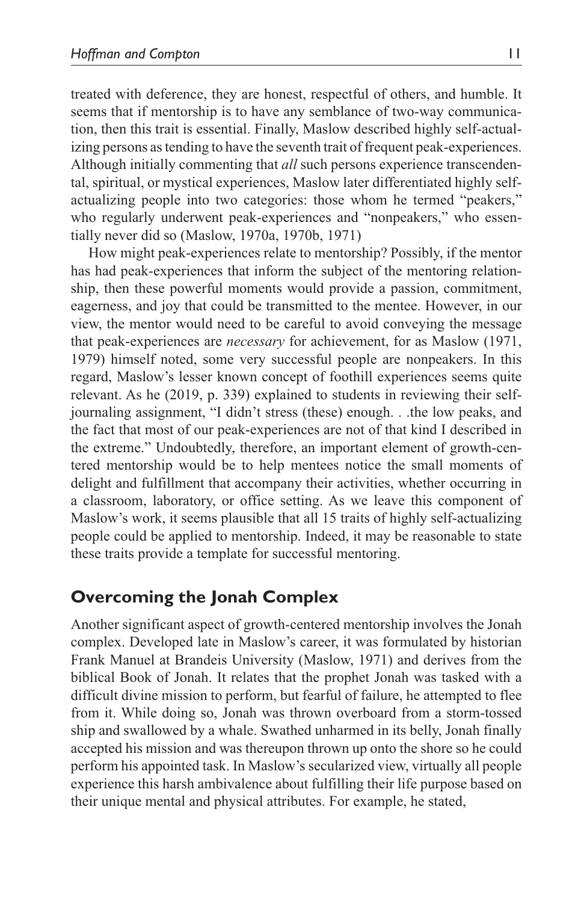treated with deference, they are honest, respectful of others, and humble. It seems that if mentorship is to have any semblance of two-way communication, then this trait is essential. Finally, Maslow described highly self-actualizing persons as tending to have the seventh trait of frequent peak-experiences. Although initially commenting that *all* such persons experience transcendental, spiritual, or mystical experiences, Maslow later differentiated highly self-actualizing people into two categories: those whom he termed "peakers," who regularly underwent peak-experiences and "nonpeakers," who essentially never did so (Maslow, 1970a, 1970b, 1971)

How might peak-experiences relate to mentorship? Possibly, if the mentor has had peak-experiences that inform the subject of the mentoring relationship, then these powerful moments would provide a passion, commitment, eagerness, and joy that could be transmitted to the mentee. However, in our view, the mentor would need to be careful to avoid conveying the message that peak-experiences are *necessary* for achievement, for as Maslow (1971, 1979) himself noted, some very successful people are nonpeakers. In this regard, Maslow's lesser known concept of foothill experiences seems quite relevant. As he (2019, p. 339) explained to students in reviewing their self-journaling assignment, "I didn't stress (these) enough. . .the low peaks, and the fact that most of our peak-experiences are not of that kind I described in the extreme." Undoubtedly, therefore, an important element of growth-centered mentorship would be to help mentees notice the small moments of delight and fulfillment that accompany their activities, whether occurring in a classroom, laboratory, or office setting. As we leave this component of Maslow's work, it seems plausible that all 15 traits of highly self-actualizing people could be applied to mentorship. Indeed, it may be reasonable to state these traits provide a template for successful mentoring.

## Overcoming the Jonah Complex

Another significant aspect of growth-centered mentorship involves the Jonah complex. Developed late in Maslow's career, it was formulated by historian Frank Manuel at Brandeis University (Maslow, 1971) and derives from the biblical Book of Jonah. It relates that the prophet Jonah was tasked with a difficult divine mission to perform, but fearful of failure, he attempted to flee from it. While doing so, Jonah was thrown overboard from a storm-tossed ship and swallowed by a whale. Swathed unharmed in its belly, Jonah finally accepted his mission and was thereupon thrown up onto the shore so he could perform his appointed task. In Maslow's secularized view, virtually all people experience this harsh ambivalence about fulfilling their life purpose based on their unique mental and physical attributes. For example, he stated,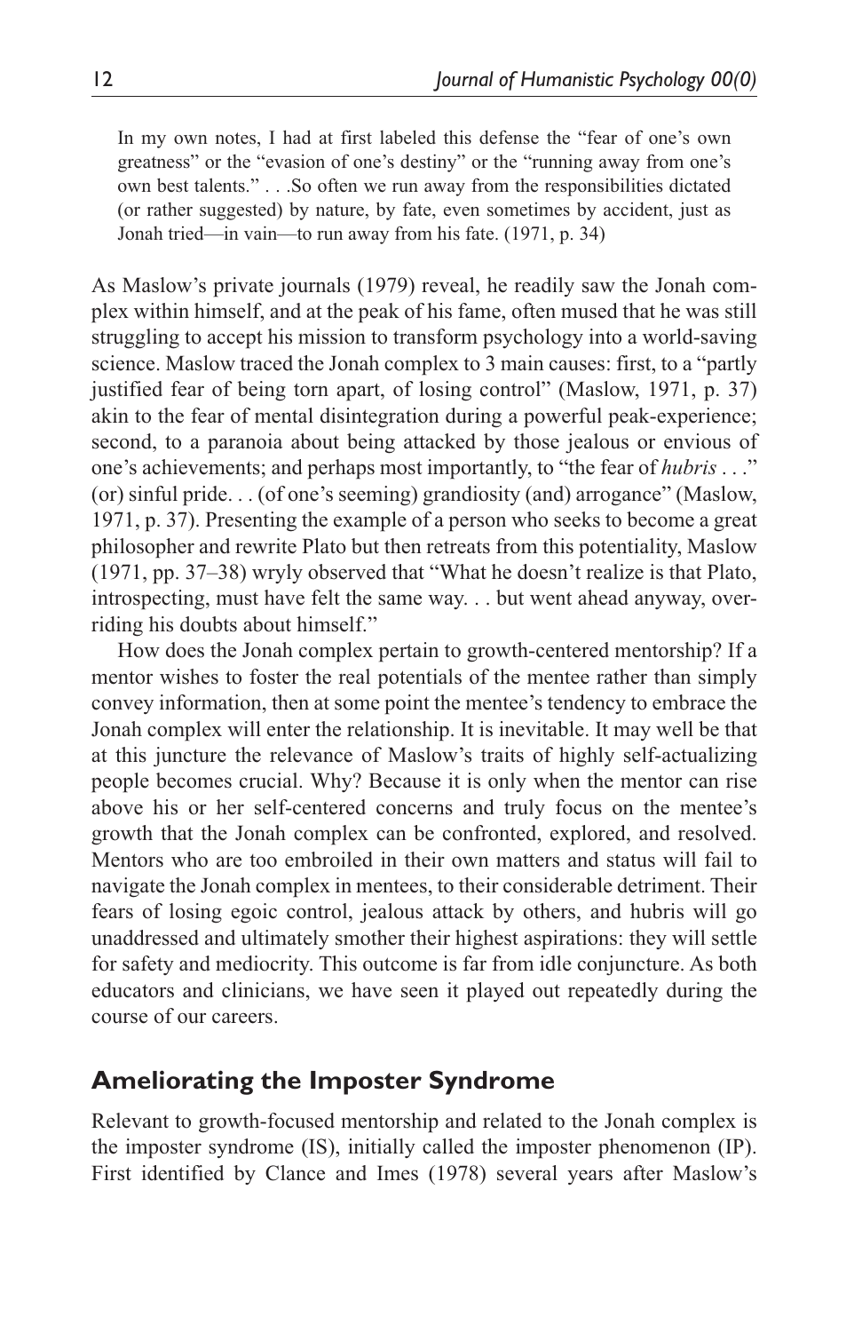> In my own notes, I had at first labeled this defense the "fear of one's own greatness" or the "evasion of one's destiny" or the "running away from one's own best talents." . . .So often we run away from the responsibilities dictated (or rather suggested) by nature, by fate, even sometimes by accident, just as Jonah tried—in vain—to run away from his fate. (1971, p. 34)

As Maslow's private journals (1979) reveal, he readily saw the Jonah complex within himself, and at the peak of his fame, often mused that he was still struggling to accept his mission to transform psychology into a world-saving science. Maslow traced the Jonah complex to 3 main causes: first, to a "partly justified fear of being torn apart, of losing control" (Maslow, 1971, p. 37) akin to the fear of mental disintegration during a powerful peak-experience; second, to a paranoia about being attacked by those jealous or envious of one's achievements; and perhaps most importantly, to "the fear of *hubris* . . ." (or) sinful pride. . . (of one's seeming) grandiosity (and) arrogance" (Maslow, 1971, p. 37). Presenting the example of a person who seeks to become a great philosopher and rewrite Plato but then retreats from this potentiality, Maslow (1971, pp. 37–38) wryly observed that "What he doesn't realize is that Plato, introspecting, must have felt the same way. . . but went ahead anyway, overriding his doubts about himself."

How does the Jonah complex pertain to growth-centered mentorship? If a mentor wishes to foster the real potentials of the mentee rather than simply convey information, then at some point the mentee's tendency to embrace the Jonah complex will enter the relationship. It is inevitable. It may well be that at this juncture the relevance of Maslow's traits of highly self-actualizing people becomes crucial. Why? Because it is only when the mentor can rise above his or her self-centered concerns and truly focus on the mentee's growth that the Jonah complex can be confronted, explored, and resolved. Mentors who are too embroiled in their own matters and status will fail to navigate the Jonah complex in mentees, to their considerable detriment. Their fears of losing egoic control, jealous attack by others, and hubris will go unaddressed and ultimately smother their highest aspirations: they will settle for safety and mediocrity. This outcome is far from idle conjuncture. As both educators and clinicians, we have seen it played out repeatedly during the course of our careers.

## Ameliorating the Imposter Syndrome

Relevant to growth-focused mentorship and related to the Jonah complex is the imposter syndrome (IS), initially called the imposter phenomenon (IP). First identified by Clance and Imes (1978) several years after Maslow's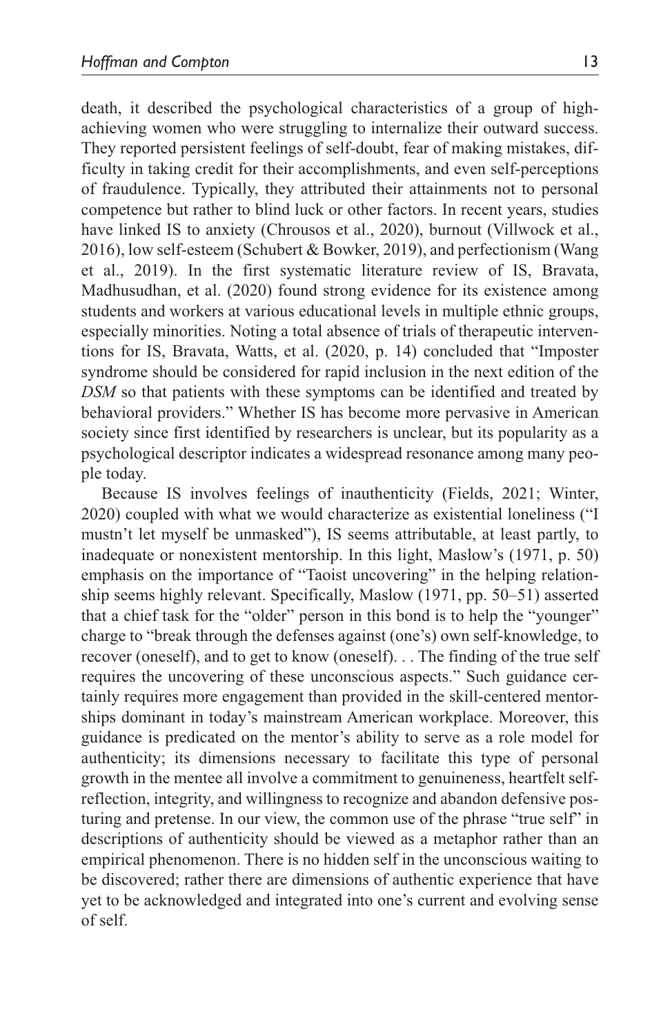death, it described the psychological characteristics of a group of high-achieving women who were struggling to internalize their outward success. They reported persistent feelings of self-doubt, fear of making mistakes, difficulty in taking credit for their accomplishments, and even self-perceptions of fraudulence. Typically, they attributed their attainments not to personal competence but rather to blind luck or other factors. In recent years, studies have linked IS to anxiety (Chrousos et al., 2020), burnout (Villwock et al., 2016), low self-esteem (Schubert & Bowker, 2019), and perfectionism (Wang et al., 2019). In the first systematic literature review of IS, Bravata, Madhusudhan, et al. (2020) found strong evidence for its existence among students and workers at various educational levels in multiple ethnic groups, especially minorities. Noting a total absence of trials of therapeutic interventions for IS, Bravata, Watts, et al. (2020, p. 14) concluded that "Imposter syndrome should be considered for rapid inclusion in the next edition of the *DSM* so that patients with these symptoms can be identified and treated by behavioral providers." Whether IS has become more pervasive in American society since first identified by researchers is unclear, but its popularity as a psychological descriptor indicates a widespread resonance among many people today.

Because IS involves feelings of inauthenticity (Fields, 2021; Winter, 2020) coupled with what we would characterize as existential loneliness ("I mustn't let myself be unmasked"), IS seems attributable, at least partly, to inadequate or nonexistent mentorship. In this light, Maslow's (1971, p. 50) emphasis on the importance of "Taoist uncovering" in the helping relationship seems highly relevant. Specifically, Maslow (1971, pp. 50–51) asserted that a chief task for the "older" person in this bond is to help the "younger" charge to "break through the defenses against (one's) own self-knowledge, to recover (oneself), and to get to know (oneself). . . The finding of the true self requires the uncovering of these unconscious aspects." Such guidance certainly requires more engagement than provided in the skill-centered mentorships dominant in today's mainstream American workplace. Moreover, this guidance is predicated on the mentor's ability to serve as a role model for authenticity; its dimensions necessary to facilitate this type of personal growth in the mentee all involve a commitment to genuineness, heartfelt self-reflection, integrity, and willingness to recognize and abandon defensive posturing and pretense. In our view, the common use of the phrase "true self" in descriptions of authenticity should be viewed as a metaphor rather than an empirical phenomenon. There is no hidden self in the unconscious waiting to be discovered; rather there are dimensions of authentic experience that have yet to be acknowledged and integrated into one's current and evolving sense of self.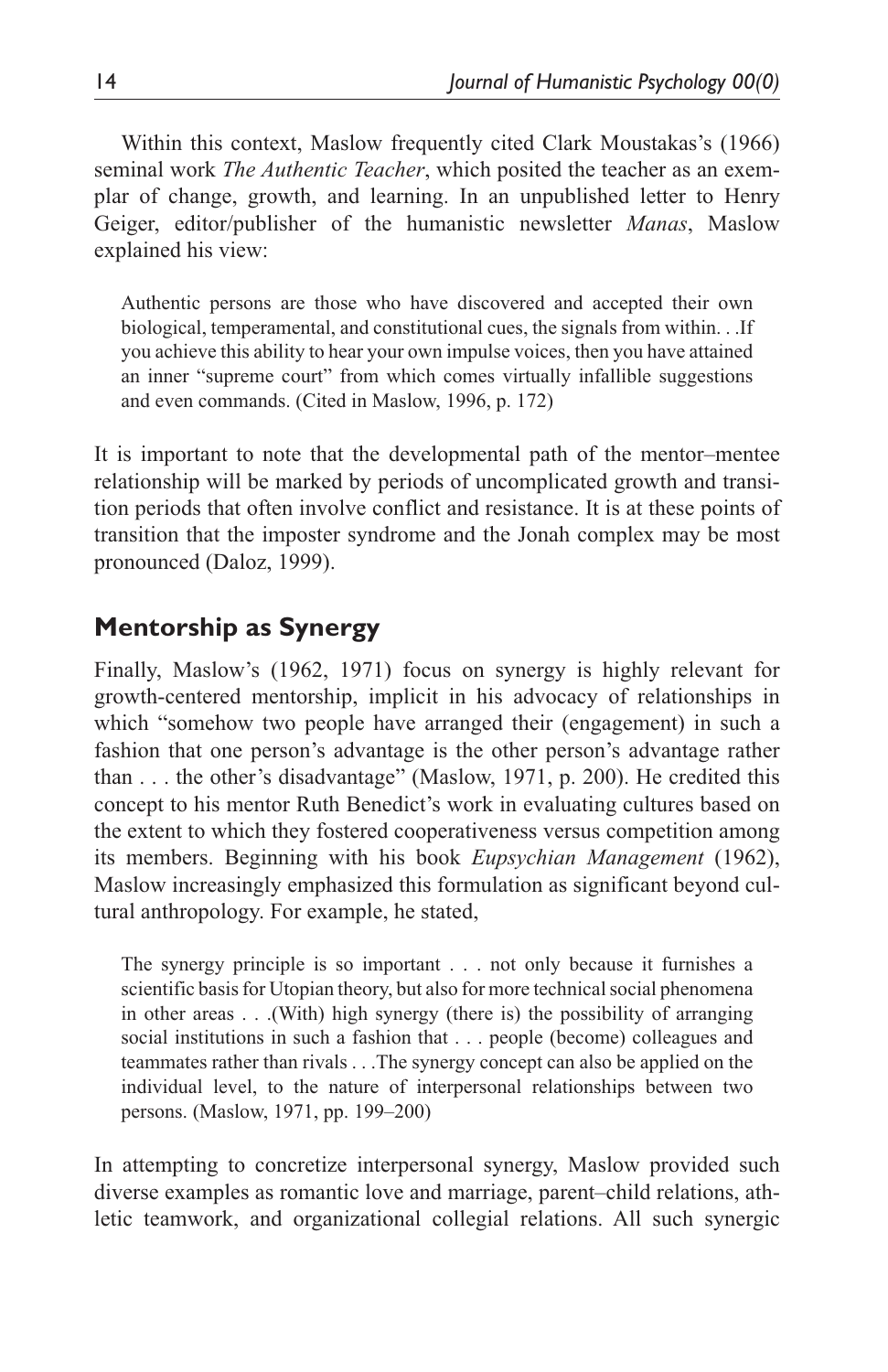Within this context, Maslow frequently cited Clark Moustakas's (1966) seminal work *The Authentic Teacher*, which posited the teacher as an exemplar of change, growth, and learning. In an unpublished letter to Henry Geiger, editor/publisher of the humanistic newsletter *Manas*, Maslow explained his view:

> Authentic persons are those who have discovered and accepted their own biological, temperamental, and constitutional cues, the signals from within. . .If you achieve this ability to hear your own impulse voices, then you have attained an inner "supreme court" from which comes virtually infallible suggestions and even commands. (Cited in Maslow, 1996, p. 172)

It is important to note that the developmental path of the mentor–mentee relationship will be marked by periods of uncomplicated growth and transition periods that often involve conflict and resistance. It is at these points of transition that the imposter syndrome and the Jonah complex may be most pronounced (Daloz, 1999).

## Mentorship as Synergy

Finally, Maslow's (1962, 1971) focus on synergy is highly relevant for growth-centered mentorship, implicit in his advocacy of relationships in which "somehow two people have arranged their (engagement) in such a fashion that one person's advantage is the other person's advantage rather than . . . the other's disadvantage" (Maslow, 1971, p. 200). He credited this concept to his mentor Ruth Benedict's work in evaluating cultures based on the extent to which they fostered cooperativeness versus competition among its members. Beginning with his book *Eupsychian Management* (1962), Maslow increasingly emphasized this formulation as significant beyond cultural anthropology. For example, he stated,

> The synergy principle is so important . . . not only because it furnishes a scientific basis for Utopian theory, but also for more technical social phenomena in other areas . . .(With) high synergy (there is) the possibility of arranging social institutions in such a fashion that . . . people (become) colleagues and teammates rather than rivals . . .The synergy concept can also be applied on the individual level, to the nature of interpersonal relationships between two persons. (Maslow, 1971, pp. 199–200)

In attempting to concretize interpersonal synergy, Maslow provided such diverse examples as romantic love and marriage, parent–child relations, athletic teamwork, and organizational collegial relations. All such synergic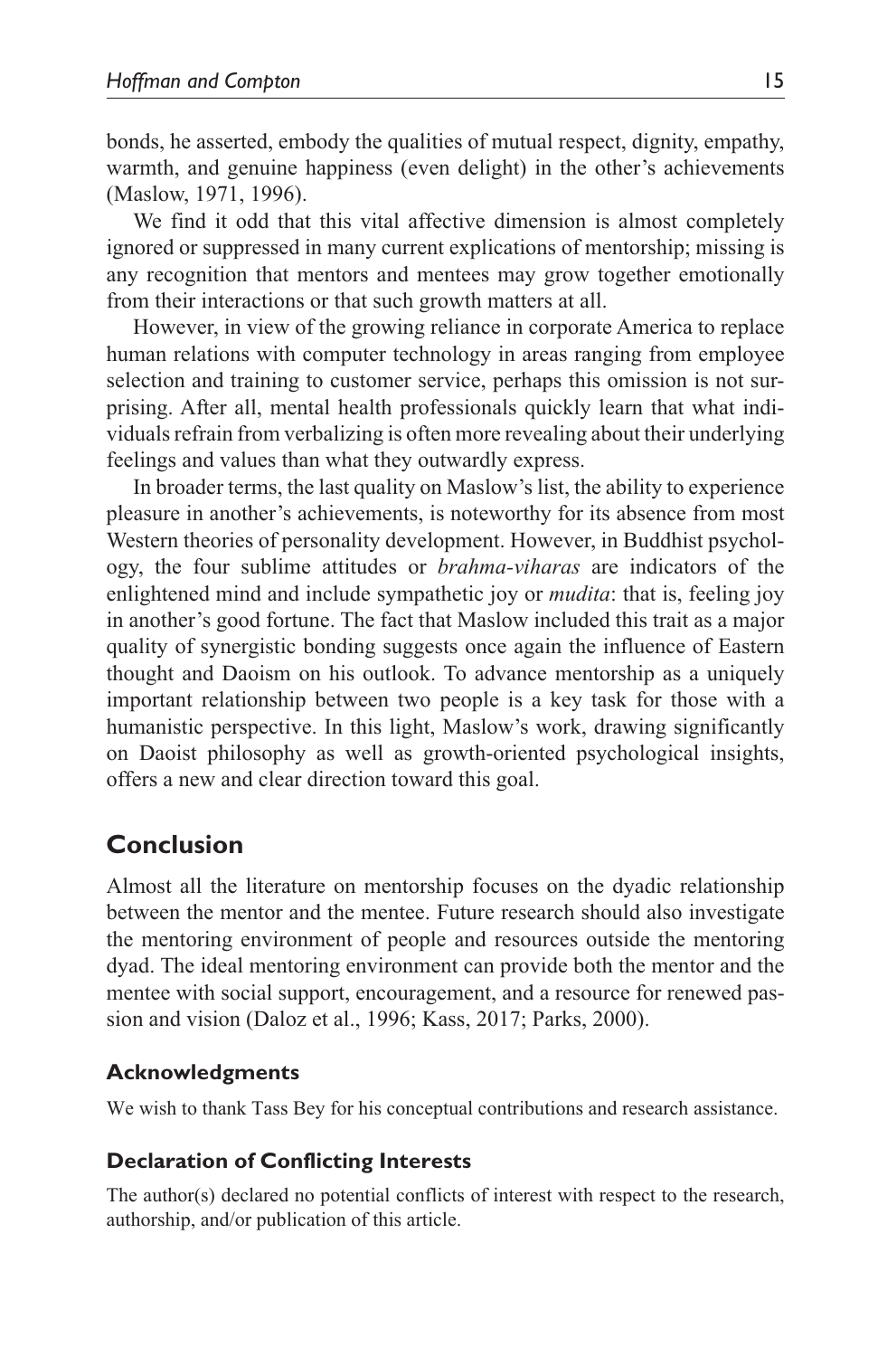bonds, he asserted, embody the qualities of mutual respect, dignity, empathy, warmth, and genuine happiness (even delight) in the other's achievements (Maslow, 1971, 1996).

We find it odd that this vital affective dimension is almost completely ignored or suppressed in many current explications of mentorship; missing is any recognition that mentors and mentees may grow together emotionally from their interactions or that such growth matters at all.

However, in view of the growing reliance in corporate America to replace human relations with computer technology in areas ranging from employee selection and training to customer service, perhaps this omission is not surprising. After all, mental health professionals quickly learn that what individuals refrain from verbalizing is often more revealing about their underlying feelings and values than what they outwardly express.

In broader terms, the last quality on Maslow's list, the ability to experience pleasure in another's achievements, is noteworthy for its absence from most Western theories of personality development. However, in Buddhist psychology, the four sublime attitudes or *brahma-viharas* are indicators of the enlightened mind and include sympathetic joy or *mudita*: that is, feeling joy in another's good fortune. The fact that Maslow included this trait as a major quality of synergistic bonding suggests once again the influence of Eastern thought and Daoism on his outlook. To advance mentorship as a uniquely important relationship between two people is a key task for those with a humanistic perspective. In this light, Maslow's work, drawing significantly on Daoist philosophy as well as growth-oriented psychological insights, offers a new and clear direction toward this goal.

## Conclusion

Almost all the literature on mentorship focuses on the dyadic relationship between the mentor and the mentee. Future research should also investigate the mentoring environment of people and resources outside the mentoring dyad. The ideal mentoring environment can provide both the mentor and the mentee with social support, encouragement, and a resource for renewed passion and vision (Daloz et al., 1996; Kass, 2017; Parks, 2000).

### Acknowledgments

We wish to thank Tass Bey for his conceptual contributions and research assistance.

### Declaration of Conflicting Interests

The author(s) declared no potential conflicts of interest with respect to the research, authorship, and/or publication of this article.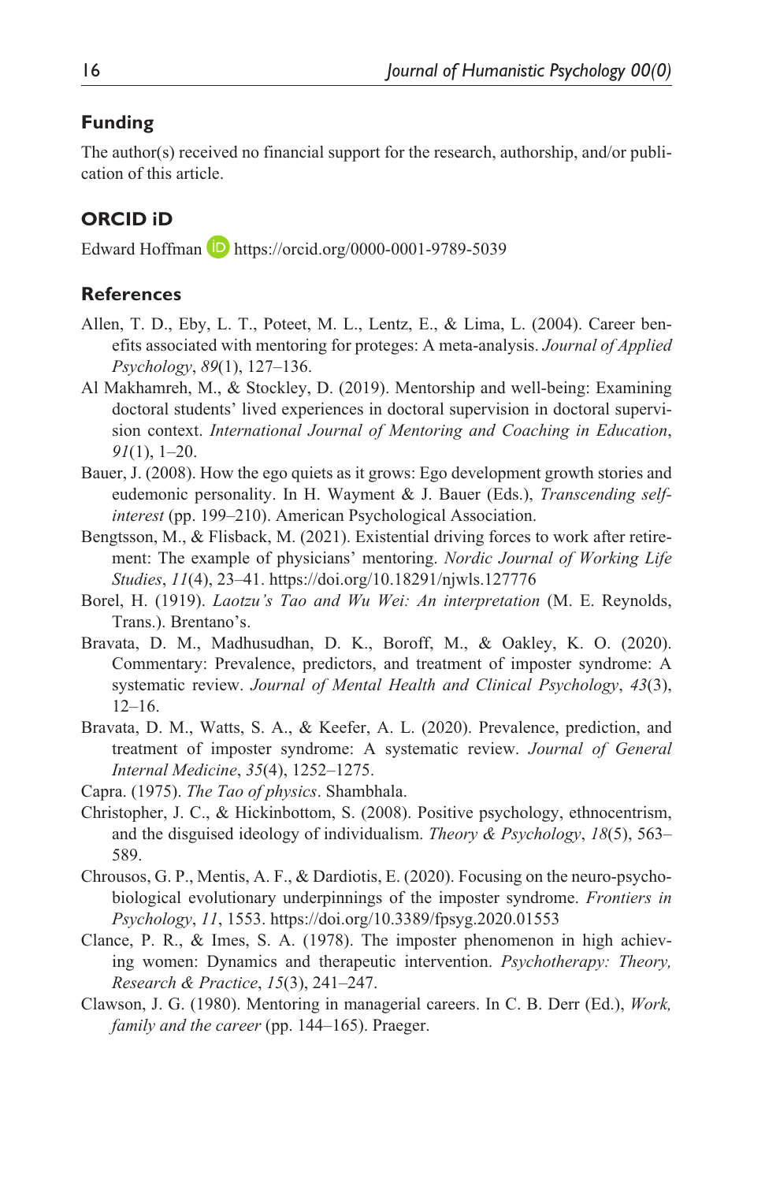## Funding

The author(s) received no financial support for the research, authorship, and/or publication of this article.

## ORCID iD

Edward Hoffman https://orcid.org/0000-0001-9789-5039

## References

Allen, T. D., Eby, L. T., Poteet, M. L., Lentz, E., & Lima, L. (2004). Career benefits associated with mentoring for proteges: A meta-analysis. *Journal of Applied Psychology*, *89*(1), 127–136.

Al Makhamreh, M., & Stockley, D. (2019). Mentorship and well-being: Examining doctoral students' lived experiences in doctoral supervision in doctoral supervision context. *International Journal of Mentoring and Coaching in Education*, *91*(1), 1–20.

Bauer, J. (2008). How the ego quiets as it grows: Ego development growth stories and eudemonic personality. In H. Wayment & J. Bauer (Eds.), *Transcending self-interest* (pp. 199–210). American Psychological Association.

Bengtsson, M., & Flisback, M. (2021). Existential driving forces to work after retirement: The example of physicians' mentoring. *Nordic Journal of Working Life Studies*, *11*(4), 23–41. https://doi.org/10.18291/njwls.127776

Borel, H. (1919). *Laotzu's Tao and Wu Wei: An interpretation* (M. E. Reynolds, Trans.). Brentano's.

Bravata, D. M., Madhusudhan, D. K., Boroff, M., & Oakley, K. O. (2020). Commentary: Prevalence, predictors, and treatment of imposter syndrome: A systematic review. *Journal of Mental Health and Clinical Psychology*, *43*(3), 12–16.

Bravata, D. M., Watts, S. A., & Keefer, A. L. (2020). Prevalence, prediction, and treatment of imposter syndrome: A systematic review. *Journal of General Internal Medicine*, *35*(4), 1252–1275.

Capra. (1975). *The Tao of physics*. Shambhala.

Christopher, J. C., & Hickinbottom, S. (2008). Positive psychology, ethnocentrism, and the disguised ideology of individualism. *Theory & Psychology*, *18*(5), 563–589.

Chrousos, G. P., Mentis, A. F., & Dardiotis, E. (2020). Focusing on the neuro-psychobiological evolutionary underpinnings of the imposter syndrome. *Frontiers in Psychology*, *11*, 1553. https://doi.org/10.3389/fpsyg.2020.01553

Clance, P. R., & Imes, S. A. (1978). The imposter phenomenon in high achieving women: Dynamics and therapeutic intervention. *Psychotherapy: Theory, Research & Practice*, *15*(3), 241–247.

Clawson, J. G. (1980). Mentoring in managerial careers. In C. B. Derr (Ed.), *Work, family and the career* (pp. 144–165). Praeger.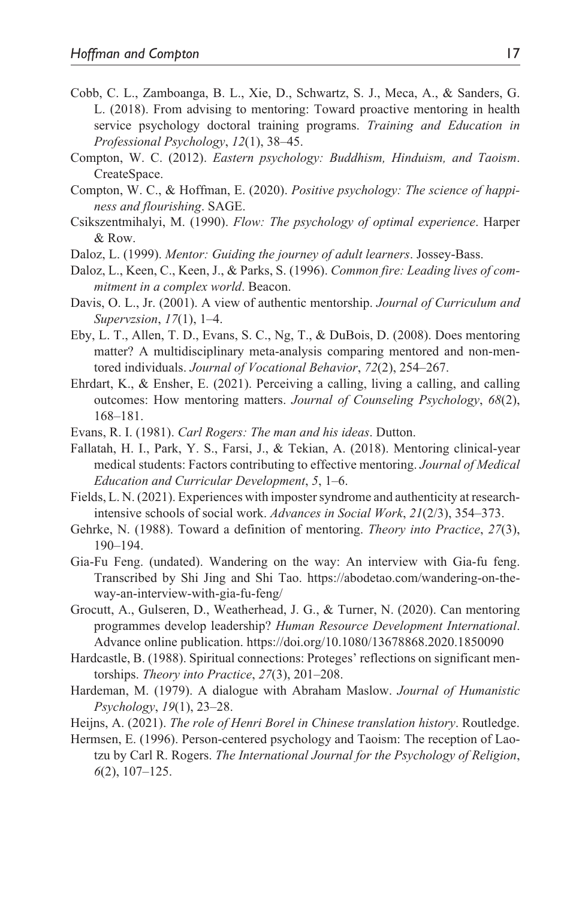Cobb, C. L., Zamboanga, B. L., Xie, D., Schwartz, S. J., Meca, A., & Sanders, G. L. (2018). From advising to mentoring: Toward proactive mentoring in health service psychology doctoral training programs. *Training and Education in Professional Psychology*, *12*(1), 38–45.

Compton, W. C. (2012). *Eastern psychology: Buddhism, Hinduism, and Taoism*. CreateSpace.

Compton, W. C., & Hoffman, E. (2020). *Positive psychology: The science of happiness and flourishing*. SAGE.

Csikszentmihalyi, M. (1990). *Flow: The psychology of optimal experience*. Harper & Row.

Daloz, L. (1999). *Mentor: Guiding the journey of adult learners*. Jossey-Bass.

Daloz, L., Keen, C., Keen, J., & Parks, S. (1996). *Common fire: Leading lives of commitment in a complex world*. Beacon.

Davis, O. L., Jr. (2001). A view of authentic mentorship. *Journal of Curriculum and Supervzsion*, *17*(1), 1–4.

Eby, L. T., Allen, T. D., Evans, S. C., Ng, T., & DuBois, D. (2008). Does mentoring matter? A multidisciplinary meta-analysis comparing mentored and non-mentored individuals. *Journal of Vocational Behavior*, *72*(2), 254–267.

Ehrdart, K., & Ensher, E. (2021). Perceiving a calling, living a calling, and calling outcomes: How mentoring matters. *Journal of Counseling Psychology*, *68*(2), 168–181.

Evans, R. I. (1981). *Carl Rogers: The man and his ideas*. Dutton.

Fallatah, H. I., Park, Y. S., Farsi, J., & Tekian, A. (2018). Mentoring clinical-year medical students: Factors contributing to effective mentoring. *Journal of Medical Education and Curricular Development*, *5*, 1–6.

Fields, L. N. (2021). Experiences with imposter syndrome and authenticity at research-intensive schools of social work. *Advances in Social Work*, *21*(2/3), 354–373.

Gehrke, N. (1988). Toward a definition of mentoring. *Theory into Practice*, *27*(3), 190–194.

Gia-Fu Feng. (undated). Wandering on the way: An interview with Gia-fu feng. Transcribed by Shi Jing and Shi Tao. https://abodetao.com/wandering-on-the-way-an-interview-with-gia-fu-feng/

Grocutt, A., Gulseren, D., Weatherhead, J. G., & Turner, N. (2020). Can mentoring programmes develop leadership? *Human Resource Development International*. Advance online publication. https://doi.org/10.1080/13678868.2020.1850090

Hardcastle, B. (1988). Spiritual connections: Proteges' reflections on significant mentorships. *Theory into Practice*, *27*(3), 201–208.

Hardeman, M. (1979). A dialogue with Abraham Maslow. *Journal of Humanistic Psychology*, *19*(1), 23–28.

Heijns, A. (2021). *The role of Henri Borel in Chinese translation history*. Routledge.

Hermsen, E. (1996). Person-centered psychology and Taoism: The reception of Lao-tzu by Carl R. Rogers. *The International Journal for the Psychology of Religion*, *6*(2), 107–125.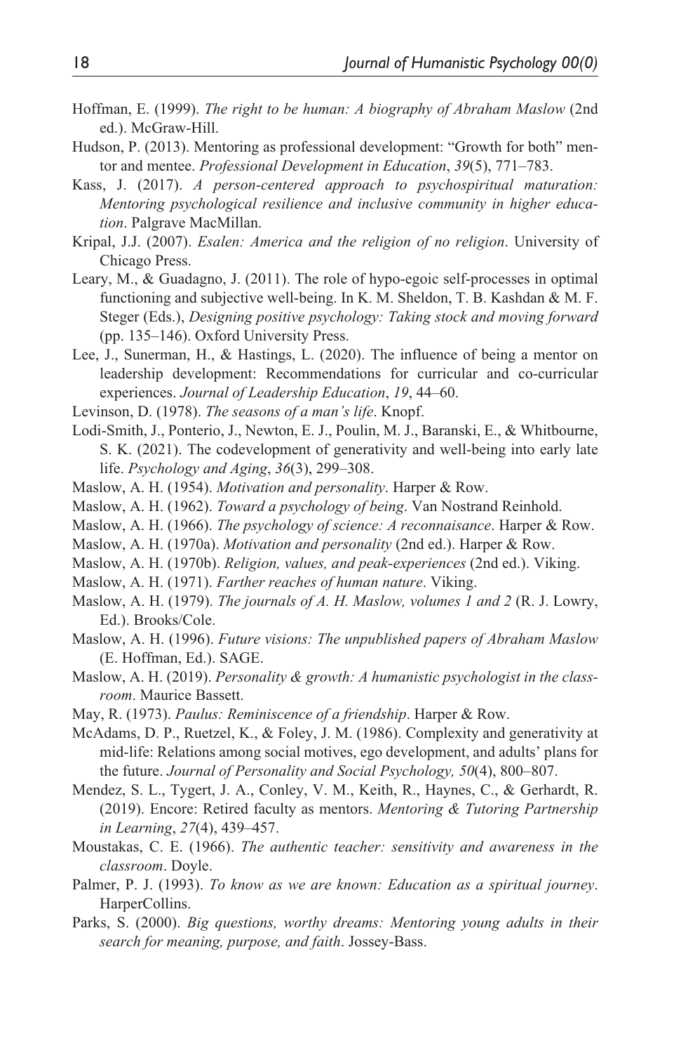Hoffman, E. (1999). *The right to be human: A biography of Abraham Maslow* (2nd ed.). McGraw-Hill.

Hudson, P. (2013). Mentoring as professional development: "Growth for both" mentor and mentee. *Professional Development in Education*, *39*(5), 771–783.

Kass, J. (2017). *A person-centered approach to psychospiritual maturation: Mentoring psychological resilience and inclusive community in higher education*. Palgrave MacMillan.

Kripal, J.J. (2007). *Esalen: America and the religion of no religion*. University of Chicago Press.

Leary, M., & Guadagno, J. (2011). The role of hypo-egoic self-processes in optimal functioning and subjective well-being. In K. M. Sheldon, T. B. Kashdan & M. F. Steger (Eds.), *Designing positive psychology: Taking stock and moving forward* (pp. 135–146). Oxford University Press.

Lee, J., Sunerman, H., & Hastings, L. (2020). The influence of being a mentor on leadership development: Recommendations for curricular and co-curricular experiences. *Journal of Leadership Education*, *19*, 44–60.

Levinson, D. (1978). *The seasons of a man's life*. Knopf.

Lodi-Smith, J., Ponterio, J., Newton, E. J., Poulin, M. J., Baranski, E., & Whitbourne, S. K. (2021). The codevelopment of generativity and well-being into early late life. *Psychology and Aging*, *36*(3), 299–308.

Maslow, A. H. (1954). *Motivation and personality*. Harper & Row.

Maslow, A. H. (1962). *Toward a psychology of being*. Van Nostrand Reinhold.

Maslow, A. H. (1966). *The psychology of science: A reconnaisance*. Harper & Row.

Maslow, A. H. (1970a). *Motivation and personality* (2nd ed.). Harper & Row.

Maslow, A. H. (1970b). *Religion, values, and peak-experiences* (2nd ed.). Viking.

Maslow, A. H. (1971). *Farther reaches of human nature*. Viking.

Maslow, A. H. (1979). *The journals of A. H. Maslow, volumes 1 and 2* (R. J. Lowry, Ed.). Brooks/Cole.

Maslow, A. H. (1996). *Future visions: The unpublished papers of Abraham Maslow* (E. Hoffman, Ed.). SAGE.

Maslow, A. H. (2019). *Personality & growth: A humanistic psychologist in the classroom*. Maurice Bassett.

May, R. (1973). *Paulus: Reminiscence of a friendship*. Harper & Row.

McAdams, D. P., Ruetzel, K., & Foley, J. M. (1986). Complexity and generativity at mid-life: Relations among social motives, ego development, and adults' plans for the future. *Journal of Personality and Social Psychology, 50*(4), 800–807.

Mendez, S. L., Tygert, J. A., Conley, V. M., Keith, R., Haynes, C., & Gerhardt, R. (2019). Encore: Retired faculty as mentors. *Mentoring & Tutoring Partnership in Learning*, *27*(4), 439–457.

Moustakas, C. E. (1966). *The authentic teacher: sensitivity and awareness in the classroom*. Doyle.

Palmer, P. J. (1993). *To know as we are known: Education as a spiritual journey*. HarperCollins.

Parks, S. (2000). *Big questions, worthy dreams: Mentoring young adults in their search for meaning, purpose, and faith*. Jossey-Bass.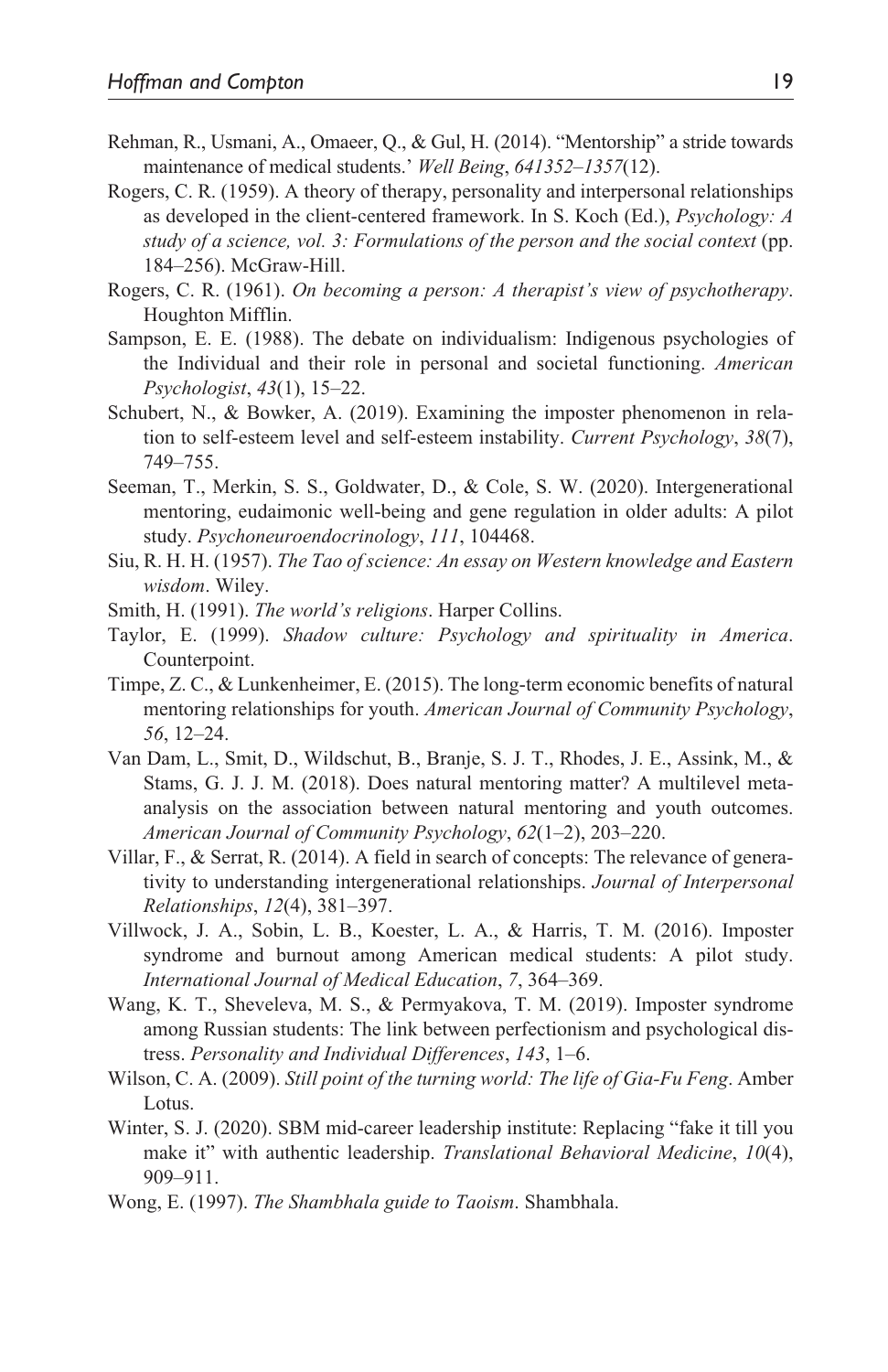Rehman, R., Usmani, A., Omaeer, Q., & Gul, H. (2014). "Mentorship" a stride towards maintenance of medical students.' *Well Being*, *641352–1357*(12).

Rogers, C. R. (1959). A theory of therapy, personality and interpersonal relationships as developed in the client-centered framework. In S. Koch (Ed.), *Psychology: A study of a science, vol. 3: Formulations of the person and the social context* (pp. 184–256). McGraw-Hill.

Rogers, C. R. (1961). *On becoming a person: A therapist's view of psychotherapy*. Houghton Mifflin.

Sampson, E. E. (1988). The debate on individualism: Indigenous psychologies of the Individual and their role in personal and societal functioning. *American Psychologist*, *43*(1), 15–22.

Schubert, N., & Bowker, A. (2019). Examining the imposter phenomenon in relation to self-esteem level and self-esteem instability. *Current Psychology*, *38*(7), 749–755.

Seeman, T., Merkin, S. S., Goldwater, D., & Cole, S. W. (2020). Intergenerational mentoring, eudaimonic well-being and gene regulation in older adults: A pilot study. *Psychoneuroendocrinology*, *111*, 104468.

Siu, R. H. H. (1957). *The Tao of science: An essay on Western knowledge and Eastern wisdom*. Wiley.

Smith, H. (1991). *The world's religions*. Harper Collins.

Taylor, E. (1999). *Shadow culture: Psychology and spirituality in America*. Counterpoint.

Timpe, Z. C., & Lunkenheimer, E. (2015). The long-term economic benefits of natural mentoring relationships for youth. *American Journal of Community Psychology*, *56*, 12–24.

Van Dam, L., Smit, D., Wildschut, B., Branje, S. J. T., Rhodes, J. E., Assink, M., & Stams, G. J. J. M. (2018). Does natural mentoring matter? A multilevel meta-analysis on the association between natural mentoring and youth outcomes. *American Journal of Community Psychology*, *62*(1–2), 203–220.

Villar, F., & Serrat, R. (2014). A field in search of concepts: The relevance of generativity to understanding intergenerational relationships. *Journal of Interpersonal Relationships*, *12*(4), 381–397.

Villwock, J. A., Sobin, L. B., Koester, L. A., & Harris, T. M. (2016). Imposter syndrome and burnout among American medical students: A pilot study. *International Journal of Medical Education*, *7*, 364–369.

Wang, K. T., Sheveleva, M. S., & Permyakova, T. M. (2019). Imposter syndrome among Russian students: The link between perfectionism and psychological distress. *Personality and Individual Differences*, *143*, 1–6.

Wilson, C. A. (2009). *Still point of the turning world: The life of Gia-Fu Feng*. Amber Lotus.

Winter, S. J. (2020). SBM mid-career leadership institute: Replacing "fake it till you make it" with authentic leadership. *Translational Behavioral Medicine*, *10*(4), 909–911.

Wong, E. (1997). *The Shambhala guide to Taoism*. Shambhala.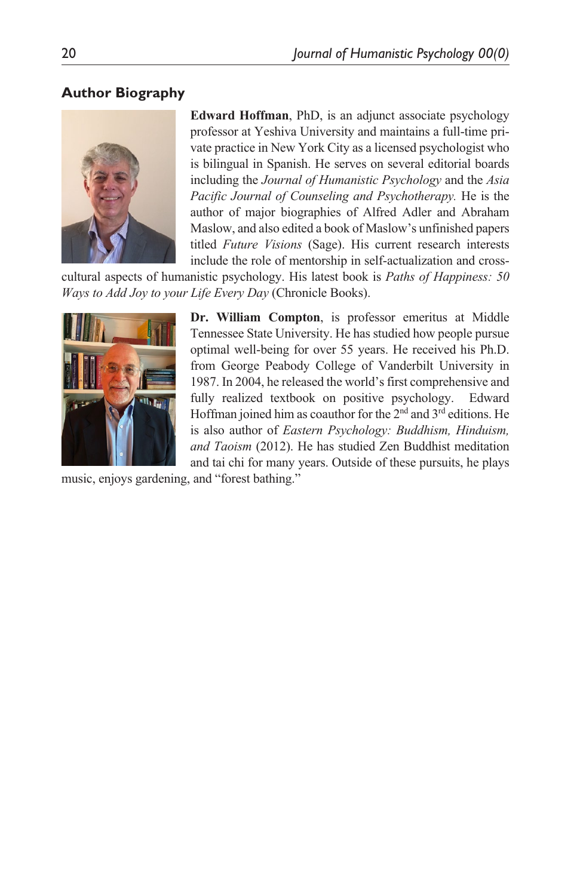## Author Biography

**Edward Hoffman**, PhD, is an adjunct associate psychology professor at Yeshiva University and maintains a full-time private practice in New York City as a licensed psychologist who is bilingual in Spanish. He serves on several editorial boards including the *Journal of Humanistic Psychology* and the *Asia Pacific Journal of Counseling and Psychotherapy.* He is the author of major biographies of Alfred Adler and Abraham Maslow, and also edited a book of Maslow's unfinished papers titled *Future Visions* (Sage). His current research interests include the role of mentorship in self-actualization and cross-cultural aspects of humanistic psychology. His latest book is *Paths of Happiness: 50 Ways to Add Joy to your Life Every Day* (Chronicle Books).

**Dr. William Compton**, is professor emeritus at Middle Tennessee State University. He has studied how people pursue optimal well-being for over 55 years. He received his Ph.D. from George Peabody College of Vanderbilt University in 1987. In 2004, he released the world's first comprehensive and fully realized textbook on positive psychology. Edward Hoffman joined him as coauthor for the 2nd and 3rd editions. He is also author of *Eastern Psychology: Buddhism, Hinduism, and Taoism* (2012). He has studied Zen Buddhist meditation and tai chi for many years. Outside of these pursuits, he plays music, enjoys gardening, and "forest bathing."